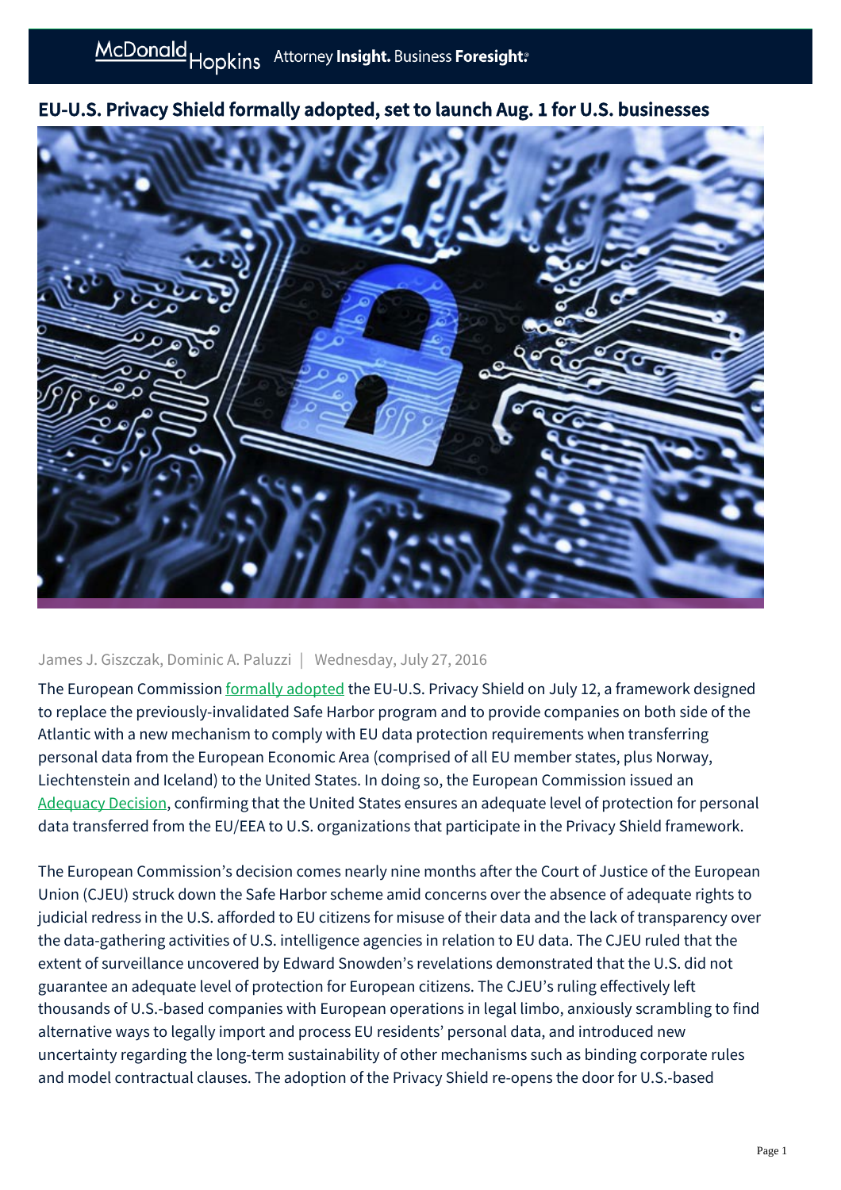# EU-U.S. Privacy Shield formally adopted, set to launch Aug. 1 for U.S. businesses

James J. Giszczak, Dominic A. Paluzzi | Wednesday, July 27, 2016

The European Commission formally adopted the EU-U.S. Privacy Shield on July 12, a framework designed to replace the previously-invalidated Safe Harbor program and to provide companies on both side of the Atlantic with a new mechanism to comply with EU data protection requirements when transferring personal data from the European Economic Area (comprised of all EU member states, plus Norway, Liechtenstein and Iceland) to the United States. In doing so, the European Commission issued an Adequacy Decision, confirming that the United States ensures an adequate level of protection for personal data transferred from the EU/EEA to U.S. organizations that participate in the Privacy Shield framework.

The European Commission's decision comes nearly nine months after the Court of Justice of the European Union (CJEU) struck down the Safe Harbor scheme amid concerns over the absence of adequate rights to judicial redress in the U.S. afforded to EU citizens for misuse of their data and the lack of transparency over the data-gathering activities of U.S. intelligence agencies in relation to EU data. The CJEU ruled that the extent of surveillance uncovered by Edward Snowden's revelations demonstrated that the U.S. did not guarantee an adequate level of protection for European citizens. The CJEU's ruling effectively left thousands of U.S.-based companies with European operations in legal limbo, anxiously scrambling to find alternative ways to legally import and process EU residents' personal data, and introduced new uncertainty regarding the long-term sustainability of other mechanisms such as binding corporate rules and model contractual clauses. The adoption of the Privacy Shield re-opens the door for U.S.-based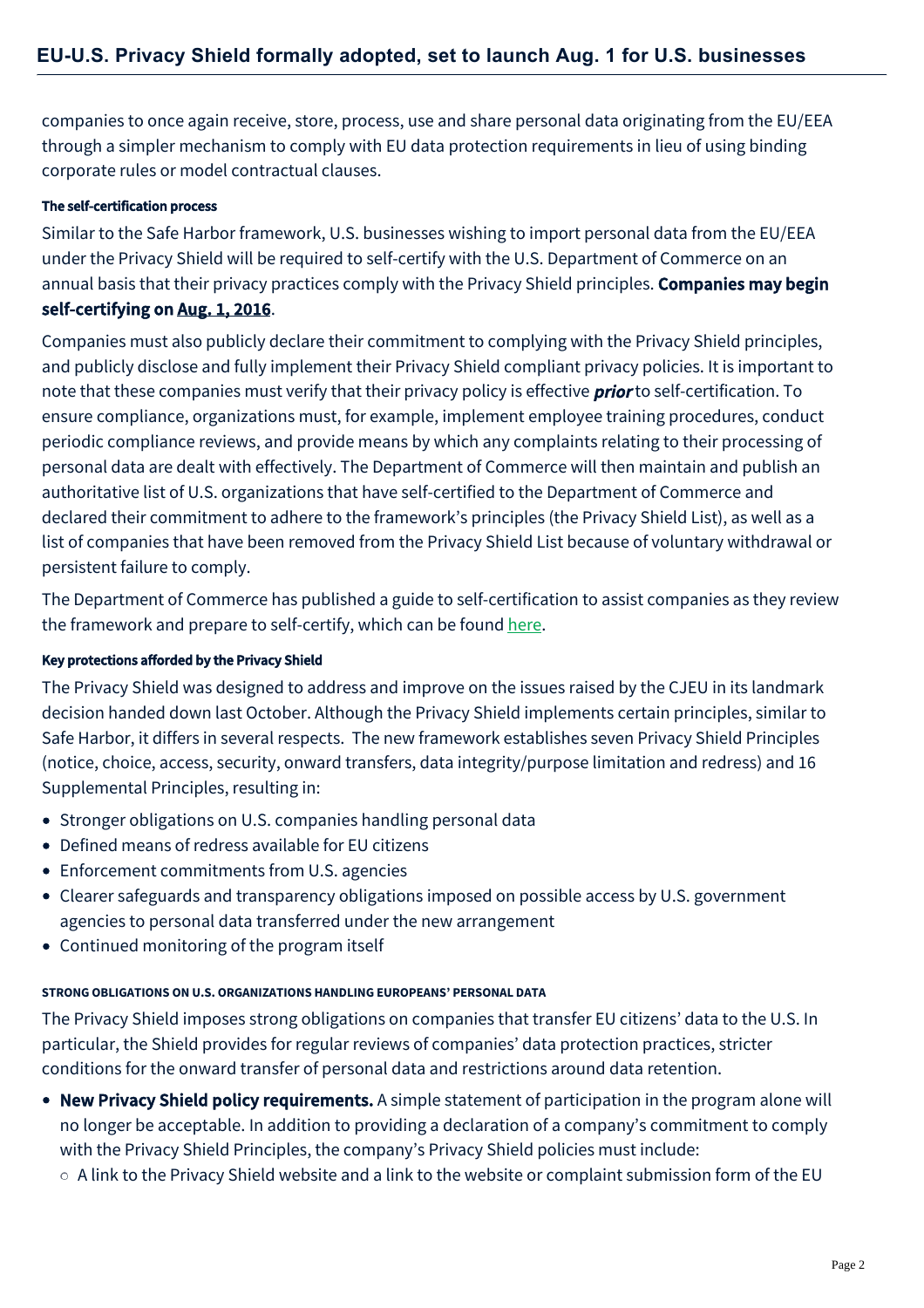companies to once again receive, store, process, use and share personal data originating from the EU/EEA through a simpler mechanism to comply with EU data protection requirements in lieu of using binding corporate rules or model contractual clauses.

#### The self-certification process

Similar to the Safe Harbor framework, U.S. businesses wishing to import personal data from the EU/EEA under the Privacy Shield will be required to self-certify with the U.S. Department of Commerce on an annual basis that their privacy practices comply with the Privacy Shield principles. **Companies may begin self-certifying on Aug. 1, 2016**.

Companies must also publicly declare their commitment to complying with the Privacy Shield principles, and publicly disclose and fully implement their Privacy Shield compliant privacy policies. It is important to note that these companies must verify that their privacy policy is effective ***prior*** to self-certification. To ensure compliance, organizations must, for example, implement employee training procedures, conduct periodic compliance reviews, and provide means by which any complaints relating to their processing of personal data are dealt with effectively. The Department of Commerce will then maintain and publish an authoritative list of U.S. organizations that have self-certified to the Department of Commerce and declared their commitment to adhere to the framework's principles (the Privacy Shield List), as well as a list of companies that have been removed from the Privacy Shield List because of voluntary withdrawal or persistent failure to comply.

The Department of Commerce has published a guide to self-certification to assist companies as they review the framework and prepare to self-certify, which can be found here.

#### Key protections afforded by the Privacy Shield

The Privacy Shield was designed to address and improve on the issues raised by the CJEU in its landmark decision handed down last October. Although the Privacy Shield implements certain principles, similar to Safe Harbor, it differs in several respects. The new framework establishes seven Privacy Shield Principles (notice, choice, access, security, onward transfers, data integrity/purpose limitation and redress) and 16 Supplemental Principles, resulting in:

- Stronger obligations on U.S. companies handling personal data
- Defined means of redress available for EU citizens
- Enforcement commitments from U.S. agencies
- Clearer safeguards and transparency obligations imposed on possible access by U.S. government agencies to personal data transferred under the new arrangement
- Continued monitoring of the program itself

##### STRONG OBLIGATIONS ON U.S. ORGANIZATIONS HANDLING EUROPEANS' PERSONAL DATA

The Privacy Shield imposes strong obligations on companies that transfer EU citizens' data to the U.S. In particular, the Shield provides for regular reviews of companies' data protection practices, stricter conditions for the onward transfer of personal data and restrictions around data retention.

- **New Privacy Shield policy requirements.** A simple statement of participation in the program alone will no longer be acceptable. In addition to providing a declaration of a company's commitment to comply with the Privacy Shield Principles, the company's Privacy Shield policies must include:
  - A link to the Privacy Shield website and a link to the website or complaint submission form of the EU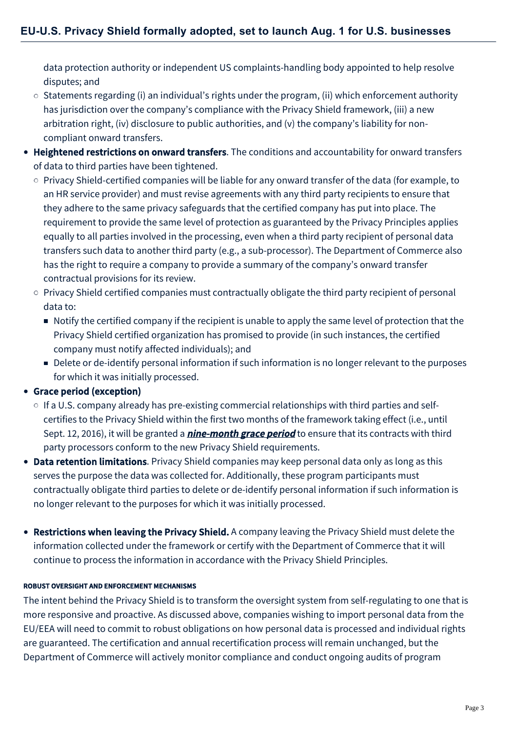data protection authority or independent US complaints-handling body appointed to help resolve disputes; and
  - Statements regarding (i) an individual's rights under the program, (ii) which enforcement authority has jurisdiction over the company's compliance with the Privacy Shield framework, (iii) a new arbitration right, (iv) disclosure to public authorities, and (v) the company's liability for non-compliant onward transfers.
- **Heightened restrictions on onward transfers**. The conditions and accountability for onward transfers of data to third parties have been tightened.
  - Privacy Shield-certified companies will be liable for any onward transfer of the data (for example, to an HR service provider) and must revise agreements with any third party recipients to ensure that they adhere to the same privacy safeguards that the certified company has put into place. The requirement to provide the same level of protection as guaranteed by the Privacy Principles applies equally to all parties involved in the processing, even when a third party recipient of personal data transfers such data to another third party (e.g., a sub-processor). The Department of Commerce also has the right to require a company to provide a summary of the company's onward transfer contractual provisions for its review.
  - Privacy Shield certified companies must contractually obligate the third party recipient of personal data to:
    - Notify the certified company if the recipient is unable to apply the same level of protection that the Privacy Shield certified organization has promised to provide (in such instances, the certified company must notify affected individuals); and
    - Delete or de-identify personal information if such information is no longer relevant to the purposes for which it was initially processed.
- **Grace period (exception)**
  - If a U.S. company already has pre-existing commercial relationships with third parties and self-certifies to the Privacy Shield within the first two months of the framework taking effect (i.e., until Sept. 12, 2016), it will be granted a ***nine-month grace period*** to ensure that its contracts with third party processors conform to the new Privacy Shield requirements.
- **Data retention limitations**. Privacy Shield companies may keep personal data only as long as this serves the purpose the data was collected for. Additionally, these program participants must contractually obligate third parties to delete or de-identify personal information if such information is no longer relevant to the purposes for which it was initially processed.
- **Restrictions when leaving the Privacy Shield.** A company leaving the Privacy Shield must delete the information collected under the framework or certify with the Department of Commerce that it will continue to process the information in accordance with the Privacy Shield Principles.

#### ROBUST OVERSIGHT AND ENFORCEMENT MECHANISMS

The intent behind the Privacy Shield is to transform the oversight system from self-regulating to one that is more responsive and proactive. As discussed above, companies wishing to import personal data from the EU/EEA will need to commit to robust obligations on how personal data is processed and individual rights are guaranteed. The certification and annual recertification process will remain unchanged, but the Department of Commerce will actively monitor compliance and conduct ongoing audits of program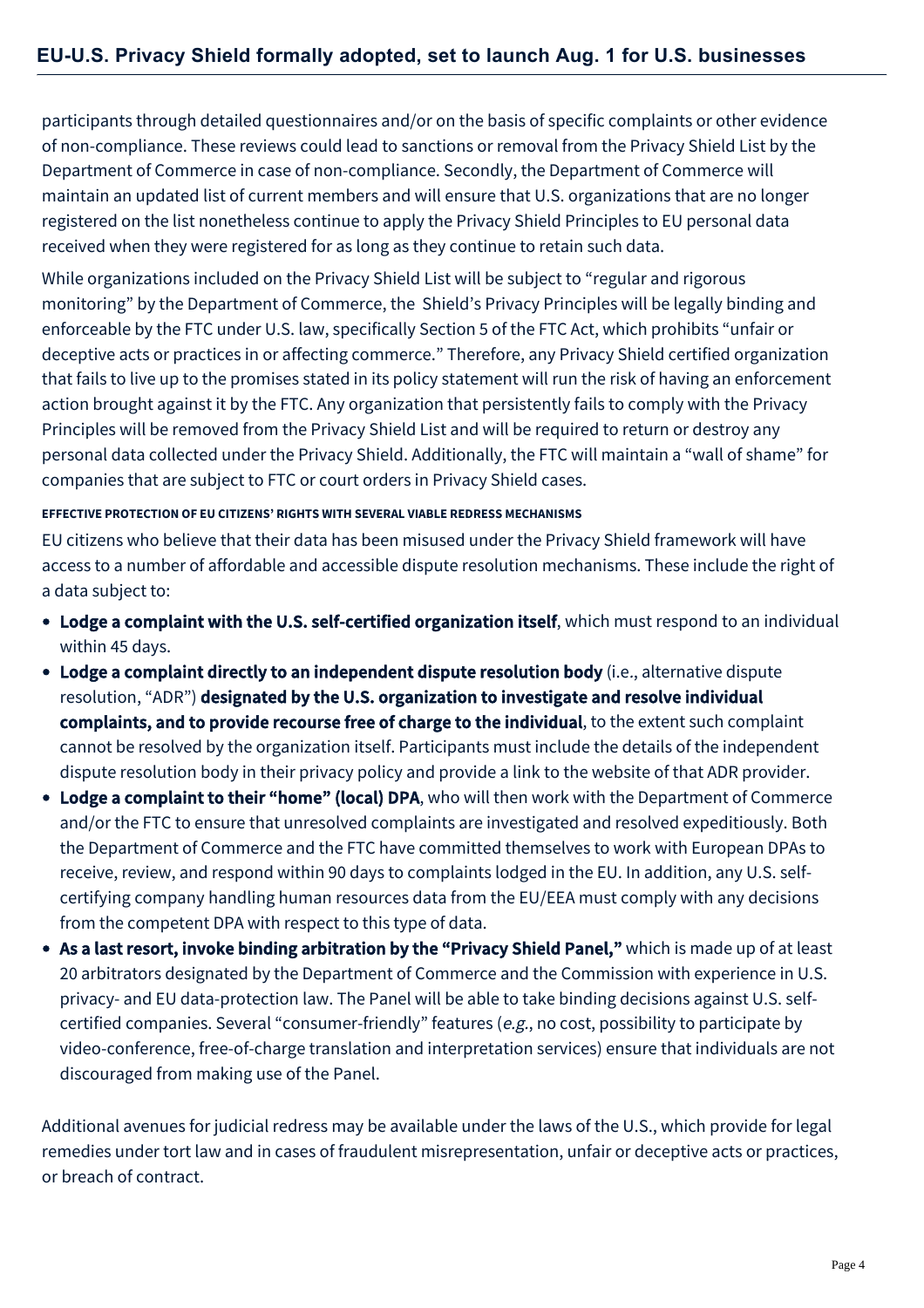participants through detailed questionnaires and/or on the basis of specific complaints or other evidence of non-compliance. These reviews could lead to sanctions or removal from the Privacy Shield List by the Department of Commerce in case of non-compliance. Secondly, the Department of Commerce will maintain an updated list of current members and will ensure that U.S. organizations that are no longer registered on the list nonetheless continue to apply the Privacy Shield Principles to EU personal data received when they were registered for as long as they continue to retain such data.

While organizations included on the Privacy Shield List will be subject to "regular and rigorous monitoring" by the Department of Commerce, the Shield's Privacy Principles will be legally binding and enforceable by the FTC under U.S. law, specifically Section 5 of the FTC Act, which prohibits "unfair or deceptive acts or practices in or affecting commerce." Therefore, any Privacy Shield certified organization that fails to live up to the promises stated in its policy statement will run the risk of having an enforcement action brought against it by the FTC. Any organization that persistently fails to comply with the Privacy Principles will be removed from the Privacy Shield List and will be required to return or destroy any personal data collected under the Privacy Shield. Additionally, the FTC will maintain a "wall of shame" for companies that are subject to FTC or court orders in Privacy Shield cases.

#### EFFECTIVE PROTECTION OF EU CITIZENS' RIGHTS WITH SEVERAL VIABLE REDRESS MECHANISMS

EU citizens who believe that their data has been misused under the Privacy Shield framework will have access to a number of affordable and accessible dispute resolution mechanisms. These include the right of a data subject to:

- **Lodge a complaint with the U.S. self-certified organization itself**, which must respond to an individual within 45 days.
- **Lodge a complaint directly to an independent dispute resolution body** (i.e., alternative dispute resolution, "ADR") **designated by the U.S. organization to investigate and resolve individual complaints, and to provide recourse free of charge to the individual**, to the extent such complaint cannot be resolved by the organization itself. Participants must include the details of the independent dispute resolution body in their privacy policy and provide a link to the website of that ADR provider.
- **Lodge a complaint to their "home" (local) DPA**, who will then work with the Department of Commerce and/or the FTC to ensure that unresolved complaints are investigated and resolved expeditiously. Both the Department of Commerce and the FTC have committed themselves to work with European DPAs to receive, review, and respond within 90 days to complaints lodged in the EU. In addition, any U.S. self-certifying company handling human resources data from the EU/EEA must comply with any decisions from the competent DPA with respect to this type of data.
- **As a last resort, invoke binding arbitration by the "Privacy Shield Panel,"** which is made up of at least 20 arbitrators designated by the Department of Commerce and the Commission with experience in U.S. privacy- and EU data-protection law. The Panel will be able to take binding decisions against U.S. self-certified companies. Several "consumer-friendly" features (*e.g.*, no cost, possibility to participate by video-conference, free-of-charge translation and interpretation services) ensure that individuals are not discouraged from making use of the Panel.

Additional avenues for judicial redress may be available under the laws of the U.S., which provide for legal remedies under tort law and in cases of fraudulent misrepresentation, unfair or deceptive acts or practices, or breach of contract.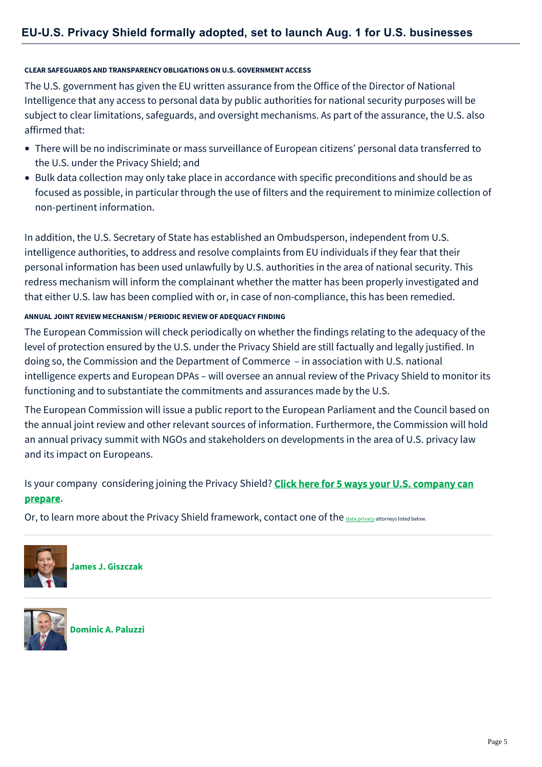#### CLEAR SAFEGUARDS AND TRANSPARENCY OBLIGATIONS ON U.S. GOVERNMENT ACCESS

The U.S. government has given the EU written assurance from the Office of the Director of National Intelligence that any access to personal data by public authorities for national security purposes will be subject to clear limitations, safeguards, and oversight mechanisms. As part of the assurance, the U.S. also affirmed that:

- There will be no indiscriminate or mass surveillance of European citizens' personal data transferred to the U.S. under the Privacy Shield; and
- Bulk data collection may only take place in accordance with specific preconditions and should be as focused as possible, in particular through the use of filters and the requirement to minimize collection of non-pertinent information.

In addition, the U.S. Secretary of State has established an Ombudsperson, independent from U.S. intelligence authorities, to address and resolve complaints from EU individuals if they fear that their personal information has been used unlawfully by U.S. authorities in the area of national security. This redress mechanism will inform the complainant whether the matter has been properly investigated and that either U.S. law has been complied with or, in case of non-compliance, this has been remedied.

#### ANNUAL JOINT REVIEW MECHANISM / PERIODIC REVIEW OF ADEQUACY FINDING

The European Commission will check periodically on whether the findings relating to the adequacy of the level of protection ensured by the U.S. under the Privacy Shield are still factually and legally justified. In doing so, the Commission and the Department of Commerce – in association with U.S. national intelligence experts and European DPAs – will oversee an annual review of the Privacy Shield to monitor its functioning and to substantiate the commitments and assurances made by the U.S.

The European Commission will issue a public report to the European Parliament and the Council based on the annual joint review and other relevant sources of information. Furthermore, the Commission will hold an annual privacy summit with NGOs and stakeholders on developments in the area of U.S. privacy law and its impact on Europeans.

Is your company considering joining the Privacy Shield? **Click here for 5 ways your U.S. company can prepare**.

Or, to learn more about the Privacy Shield framework, contact one of the data privacy attorneys listed below.

**James J. Giszczak**

**Dominic A. Paluzzi**